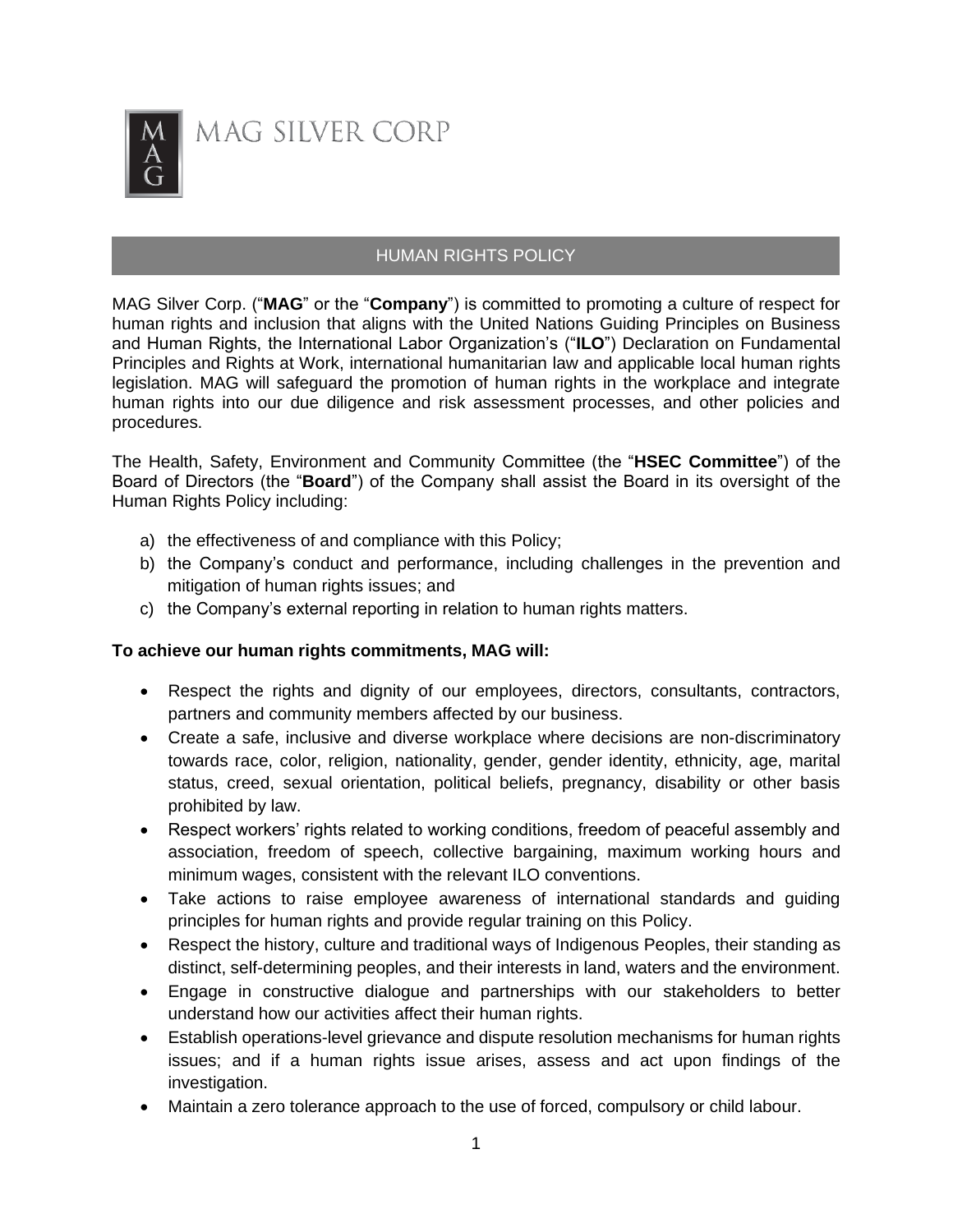MAG SILVER CORP

# HUMAN RIGHTS POLICY

MAG Silver Corp. ("**MAG**" or the "**Company**") is committed to promoting a culture of respect for human rights and inclusion that aligns with the United Nations Guiding Principles on Business and Human Rights, the International Labor Organization's ("**ILO**") Declaration on Fundamental Principles and Rights at Work, international humanitarian law and applicable local human rights legislation. MAG will safeguard the promotion of human rights in the workplace and integrate human rights into our due diligence and risk assessment processes, and other policies and procedures.

The Health, Safety, Environment and Community Committee (the "**HSEC Committee**") of the Board of Directors (the "**Board**") of the Company shall assist the Board in its oversight of the Human Rights Policy including:

a) the effectiveness of and compliance with this Policy;
b) the Company's conduct and performance, including challenges in the prevention and mitigation of human rights issues; and
c) the Company's external reporting in relation to human rights matters.

**To achieve our human rights commitments, MAG will:**

- Respect the rights and dignity of our employees, directors, consultants, contractors, partners and community members affected by our business.
- Create a safe, inclusive and diverse workplace where decisions are non-discriminatory towards race, color, religion, nationality, gender, gender identity, ethnicity, age, marital status, creed, sexual orientation, political beliefs, pregnancy, disability or other basis prohibited by law.
- Respect workers' rights related to working conditions, freedom of peaceful assembly and association, freedom of speech, collective bargaining, maximum working hours and minimum wages, consistent with the relevant ILO conventions.
- Take actions to raise employee awareness of international standards and guiding principles for human rights and provide regular training on this Policy.
- Respect the history, culture and traditional ways of Indigenous Peoples, their standing as distinct, self-determining peoples, and their interests in land, waters and the environment.
- Engage in constructive dialogue and partnerships with our stakeholders to better understand how our activities affect their human rights.
- Establish operations-level grievance and dispute resolution mechanisms for human rights issues; and if a human rights issue arises, assess and act upon findings of the investigation.
- Maintain a zero tolerance approach to the use of forced, compulsory or child labour.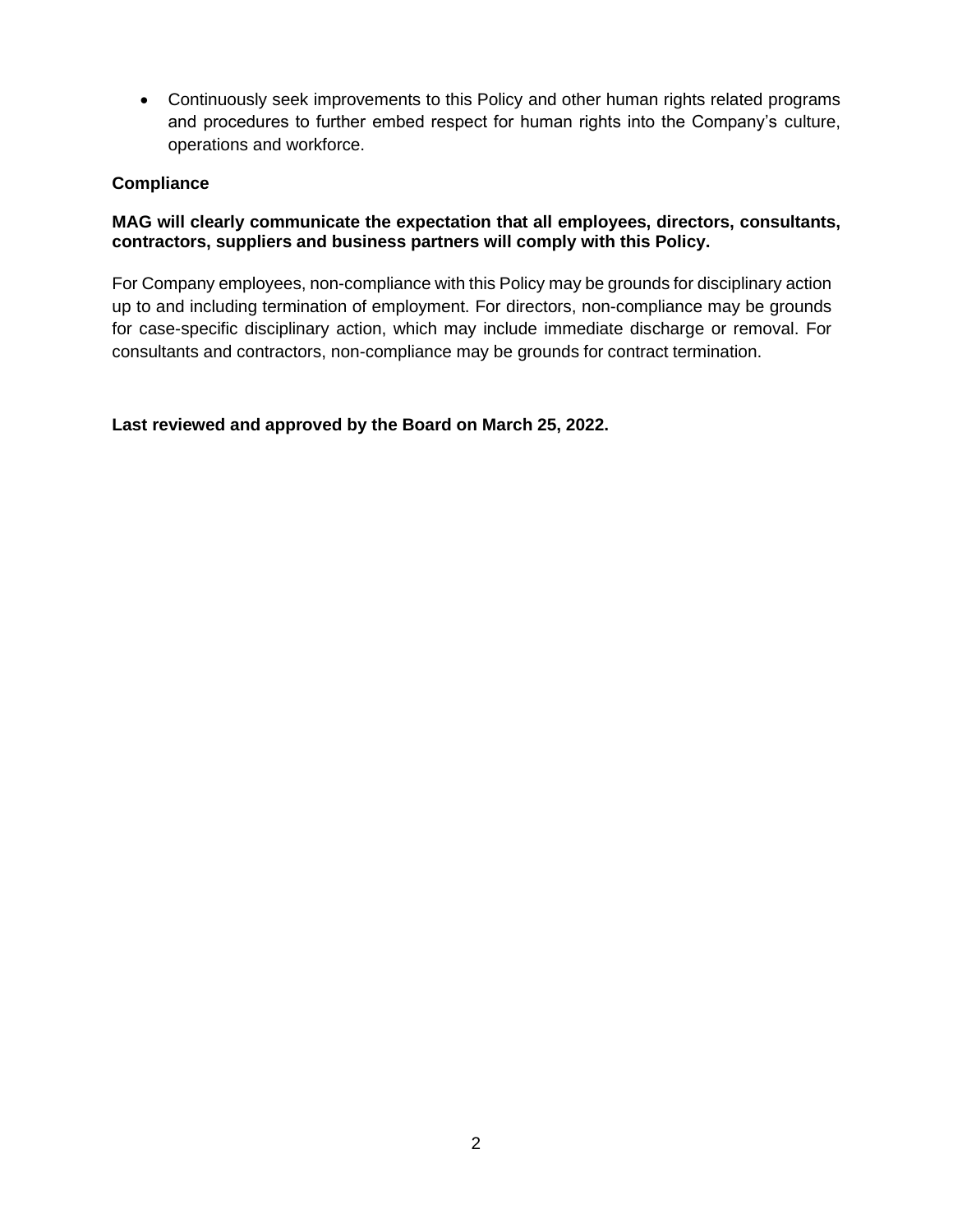- Continuously seek improvements to this Policy and other human rights related programs and procedures to further embed respect for human rights into the Company's culture, operations and workforce.

**Compliance**

**MAG will clearly communicate the expectation that all employees, directors, consultants, contractors, suppliers and business partners will comply with this Policy.**

For Company employees, non-compliance with this Policy may be grounds for disciplinary action up to and including termination of employment. For directors, non-compliance may be grounds for case-specific disciplinary action, which may include immediate discharge or removal. For consultants and contractors, non-compliance may be grounds for contract termination.

**Last reviewed and approved by the Board on March 25, 2022.**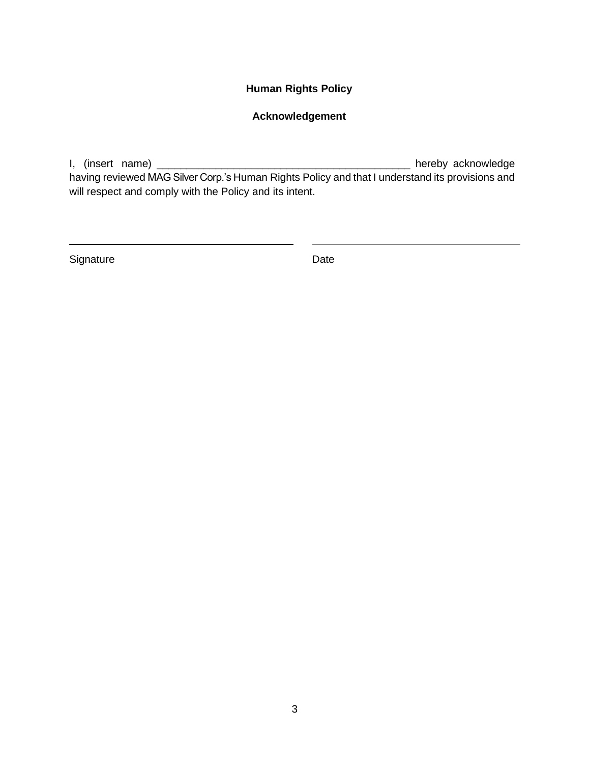**Human Rights Policy**

**Acknowledgement**

I, (insert name) ____________________________________________ hereby acknowledge having reviewed MAG Silver Corp.'s Human Rights Policy and that I understand its provisions and will respect and comply with the Policy and its intent.

______________________________________ ______________________________________

Signature Date